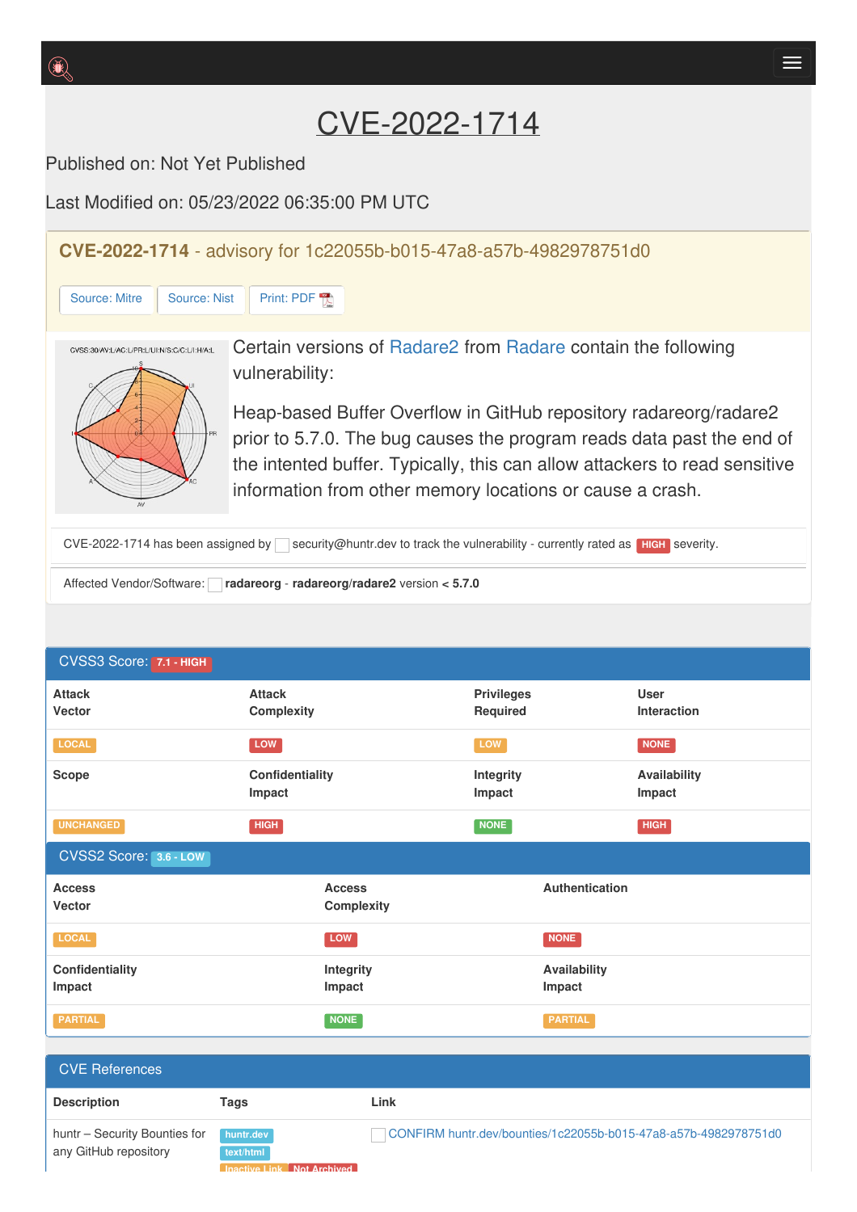# CVE-2022-1714

Published on: Not Yet Published

Last Modified on: 05/23/2022 06:35:00 PM UTC

## CVE-2022-1714 - advisory for 1c22055b-b015-47a8-a57b-4982978751d0

Source: Mitre | Source: Nist | Print: PDF

Certain versions of Radare2 from Radare contain the following vulnerability:

Heap-based Buffer Overflow in GitHub repository radareorg/radare2 prior to 5.7.0. The bug causes the program reads data past the end of the intented buffer. Typically, this can allow attackers to read sensitive information from other memory locations or cause a crash.

CVE-2022-1714 has been assigned by security@huntr.dev to track the vulnerability - currently rated as HIGH severity.

Affected Vendor/Software: **radareorg** - **radareorg/radare2** version < **5.7.0**

## CVSS3 Score: 7.1 - HIGH

| Attack Vector | Attack Complexity | Privileges Required | User Interaction |
|---|---|---|---|
| LOCAL | LOW | LOW | NONE |
| **Scope** | **Confidentiality Impact** | **Integrity Impact** | **Availability Impact** |
| UNCHANGED | HIGH | NONE | HIGH |

## CVSS2 Score: 3.6 - LOW

| Access Vector | Access Complexity | Authentication |
|---|---|---|
| LOCAL | LOW | NONE |
| **Confidentiality Impact** | **Integrity Impact** | **Availability Impact** |
| PARTIAL | NONE | PARTIAL |

## CVE References

| Description | Tags | Link |
|---|---|---|
| huntr – Security Bounties for any GitHub repository | huntr.dev text/html Inactive Link Not Archived | CONFIRM huntr.dev/bounties/1c22055b-b015-47a8-a57b-4982978751d0 |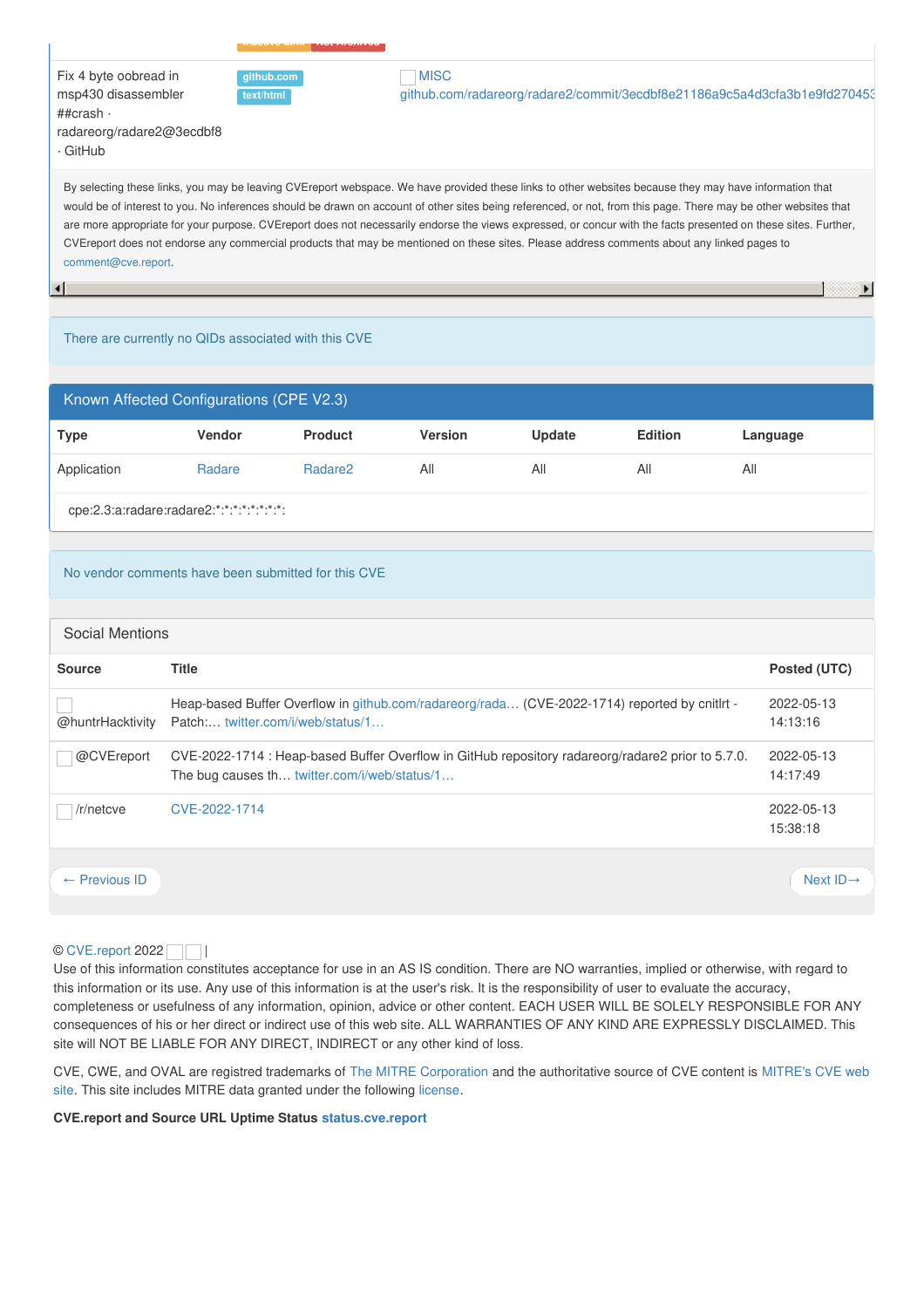| | | |
|---|---|---|
| Fix 4 byte oobread in msp430 disassembler ##crash · radareorg/radare2@3ecdbf8 · GitHub | github.com text/html | MISC github.com/radareorg/radare2/commit/3ecdbf8e21186a9c5a4d3cfa3b1e9fd270453 |

By selecting these links, you may be leaving CVEreport webspace. We have provided these links to other websites because they may have information that would be of interest to you. No inferences should be drawn on account of other sites being referenced, or not, from this page. There may be other websites that are more appropriate for your purpose. CVEreport does not necessarily endorse the views expressed, or concur with the facts presented on these sites. Further, CVEreport does not endorse any commercial products that may be mentioned on these sites. Please address comments about any linked pages to comment@cve.report.

There are currently no QIDs associated with this CVE

## Known Affected Configurations (CPE V2.3)

| Type | Vendor | Product | Version | Update | Edition | Language |
|---|---|---|---|---|---|---|
| Application | Radare | Radare2 | All | All | All | All |

cpe:2.3:a:radare:radare2:*:*:*:*:*:*:*:*:

No vendor comments have been submitted for this CVE

## Social Mentions

| Source | Title | Posted (UTC) |
|---|---|---|
| @huntrHacktivity | Heap-based Buffer Overflow in github.com/radareorg/rada… (CVE-2022-1714) reported by cnitlrt - Patch:… twitter.com/i/web/status/1… | 2022-05-13 14:13:16 |
| @CVEreport | CVE-2022-1714 : Heap-based Buffer Overflow in GitHub repository radareorg/radare2 prior to 5.7.0. The bug causes th… twitter.com/i/web/status/1… | 2022-05-13 14:17:49 |
| /r/netcve | CVE-2022-1714 | 2022-05-13 15:38:18 |

← Previous ID　　　　Next ID→

© CVE.report 2022 |
Use of this information constitutes acceptance for use in an AS IS condition. There are NO warranties, implied or otherwise, with regard to this information or its use. Any use of this information is at the user's risk. It is the responsibility of user to evaluate the accuracy, completeness or usefulness of any information, opinion, advice or other content. EACH USER WILL BE SOLELY RESPONSIBLE FOR ANY consequences of his or her direct or indirect use of this web site. ALL WARRANTIES OF ANY KIND ARE EXPRESSLY DISCLAIMED. This site will NOT BE LIABLE FOR ANY DIRECT, INDIRECT or any other kind of loss.

CVE, CWE, and OVAL are registred trademarks of The MITRE Corporation and the authoritative source of CVE content is MITRE's CVE web site. This site includes MITRE data granted under the following license.

**CVE.report and Source URL Uptime Status status.cve.report**